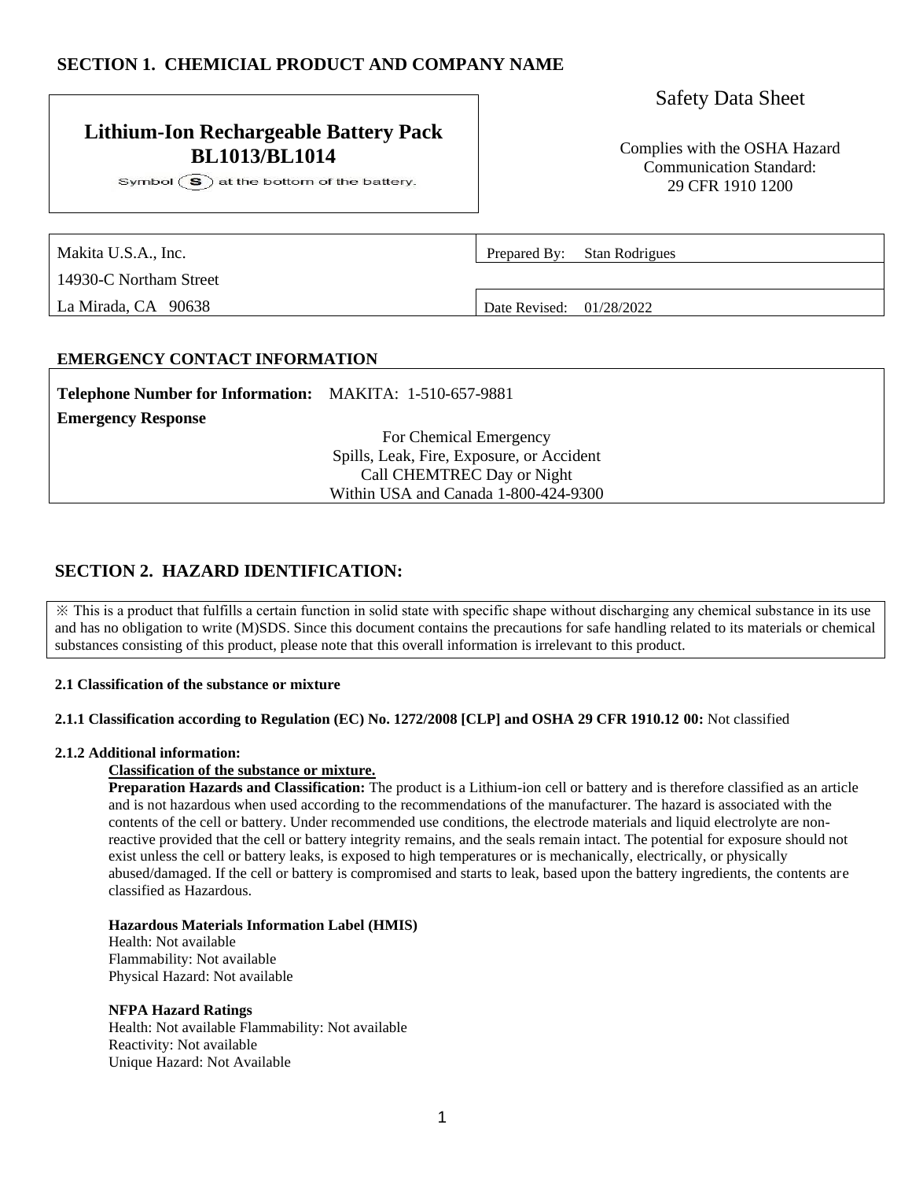## SECTION 1. CHEMICIAL PRODUCT AND COMPANY NAME

**Lithium-Ion Rechargeable Battery Pack BL1013/BL1014**

Symbol (S) at the bottom of the battery.

Safety Data Sheet

Complies with the OSHA Hazard Communication Standard: 29 CFR 1910 1200

| | |
|---|---|
| Makita U.S.A., Inc. | Prepared By: Stan Rodrigues |
| 14930-C Northam Street | |
| La Mirada, CA 90638 | Date Revised: 01/28/2022 |

### EMERGENCY CONTACT INFORMATION

**Telephone Number for Information:** MAKITA: 1-510-657-9881

**Emergency Response**

For Chemical Emergency
Spills, Leak, Fire, Exposure, or Accident
Call CHEMTREC Day or Night
Within USA and Canada 1-800-424-9300

## SECTION 2. HAZARD IDENTIFICATION:

※ This is a product that fulfills a certain function in solid state with specific shape without discharging any chemical substance in its use and has no obligation to write (M)SDS. Since this document contains the precautions for safe handling related to its materials or chemical substances consisting of this product, please note that this overall information is irrelevant to this product.

**2.1 Classification of the substance or mixture**

**2.1.1 Classification according to Regulation (EC) No. 1272/2008 [CLP] and OSHA 29 CFR 1910.12 00:** Not classified

**2.1.2 Additional information:**

**Classification of the substance or mixture.**

**Preparation Hazards and Classification:** The product is a Lithium-ion cell or battery and is therefore classified as an article and is not hazardous when used according to the recommendations of the manufacturer. The hazard is associated with the contents of the cell or battery. Under recommended use conditions, the electrode materials and liquid electrolyte are non-reactive provided that the cell or battery integrity remains, and the seals remain intact. The potential for exposure should not exist unless the cell or battery leaks, is exposed to high temperatures or is mechanically, electrically, or physically abused/damaged. If the cell or battery is compromised and starts to leak, based upon the battery ingredients, the contents are classified as Hazardous.

**Hazardous Materials Information Label (HMIS)**

Health: Not available
Flammability: Not available
Physical Hazard: Not available

**NFPA Hazard Ratings**

Health: Not available Flammability: Not available
Reactivity: Not available
Unique Hazard: Not Available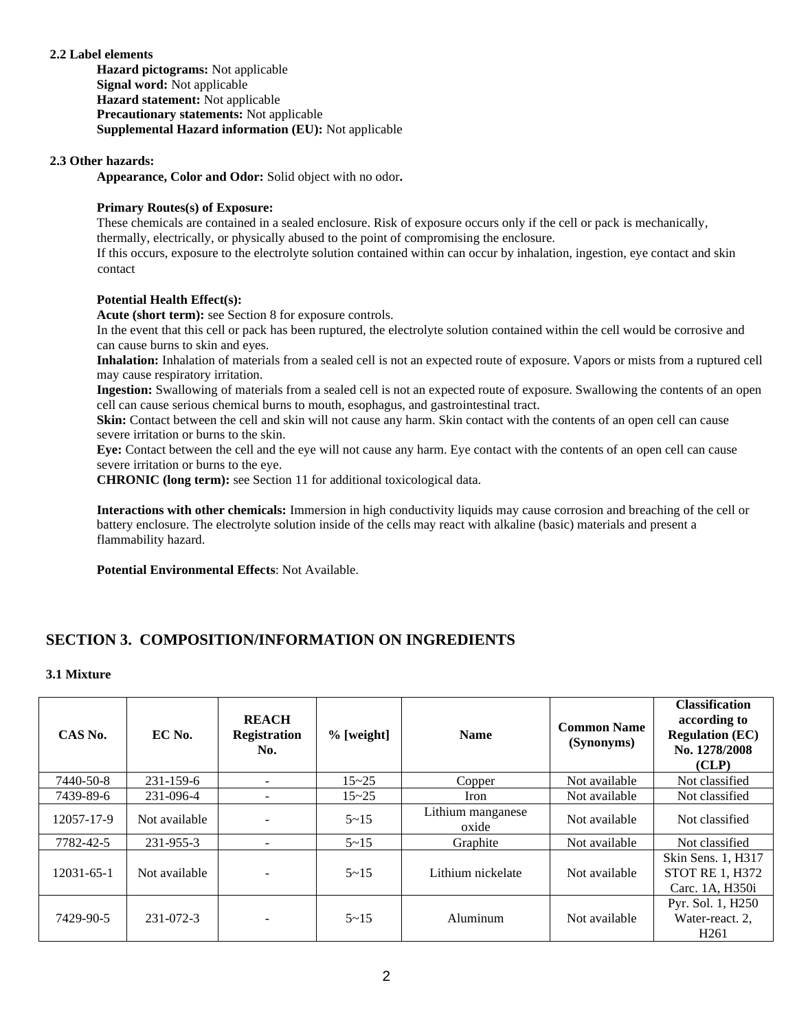**2.2 Label elements**

**Hazard pictograms:** Not applicable
**Signal word:** Not applicable
**Hazard statement:** Not applicable
**Precautionary statements:** Not applicable
**Supplemental Hazard information (EU):** Not applicable

**2.3 Other hazards:**

**Appearance, Color and Odor:** Solid object with no odor**.**

**Primary Routes(s) of Exposure:**
These chemicals are contained in a sealed enclosure. Risk of exposure occurs only if the cell or pack is mechanically, thermally, electrically, or physically abused to the point of compromising the enclosure.
If this occurs, exposure to the electrolyte solution contained within can occur by inhalation, ingestion, eye contact and skin contact

**Potential Health Effect(s):**
**Acute (short term):** see Section 8 for exposure controls.
In the event that this cell or pack has been ruptured, the electrolyte solution contained within the cell would be corrosive and can cause burns to skin and eyes.
**Inhalation:** Inhalation of materials from a sealed cell is not an expected route of exposure. Vapors or mists from a ruptured cell may cause respiratory irritation.
**Ingestion:** Swallowing of materials from a sealed cell is not an expected route of exposure. Swallowing the contents of an open cell can cause serious chemical burns to mouth, esophagus, and gastrointestinal tract.
**Skin:** Contact between the cell and skin will not cause any harm. Skin contact with the contents of an open cell can cause severe irritation or burns to the skin.
**Eye:** Contact between the cell and the eye will not cause any harm. Eye contact with the contents of an open cell can cause severe irritation or burns to the eye.
**CHRONIC (long term):** see Section 11 for additional toxicological data.

**Interactions with other chemicals:** Immersion in high conductivity liquids may cause corrosion and breaching of the cell or battery enclosure. The electrolyte solution inside of the cells may react with alkaline (basic) materials and present a flammability hazard.

**Potential Environmental Effects**: Not Available.

## SECTION 3. COMPOSITION/INFORMATION ON INGREDIENTS

**3.1 Mixture**

| CAS No. | EC No. | REACH Registration No. | % [weight] | Name | Common Name (Synonyms) | Classification according to Regulation (EC) No. 1278/2008 (CLP) |
|---|---|---|---|---|---|---|
| 7440-50-8 | 231-159-6 | - | 15~25 | Copper | Not available | Not classified |
| 7439-89-6 | 231-096-4 | - | 15~25 | Iron | Not available | Not classified |
| 12057-17-9 | Not available | - | 5~15 | Lithium manganese oxide | Not available | Not classified |
| 7782-42-5 | 231-955-3 | - | 5~15 | Graphite | Not available | Not classified |
| 12031-65-1 | Not available | - | 5~15 | Lithium nickelate | Not available | Skin Sens. 1, H317 STOT RE 1, H372 Carc. 1A, H350i |
| 7429-90-5 | 231-072-3 | - | 5~15 | Aluminum | Not available | Pyr. Sol. 1, H250 Water-react. 2, H261 |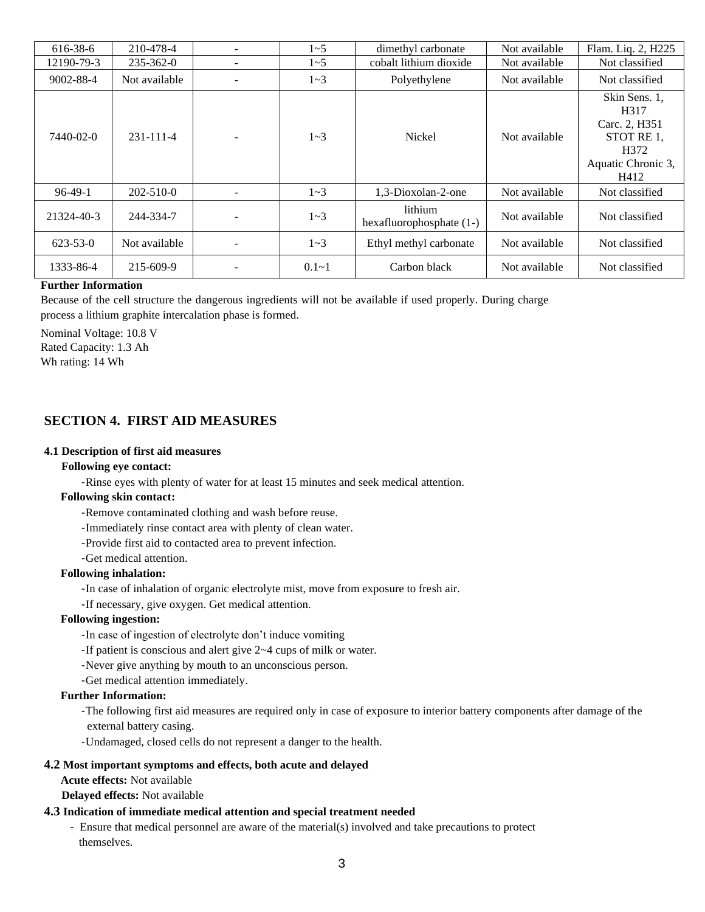| 616-38-6 | 210-478-4 | - | 1~5 | dimethyl carbonate | Not available | Flam. Liq. 2, H225 |
|---|---|---|---|---|---|---|
| 12190-79-3 | 235-362-0 | - | 1~5 | cobalt lithium dioxide | Not available | Not classified |
| 9002-88-4 | Not available | - | 1~3 | Polyethylene | Not available | Not classified |
| 7440-02-0 | 231-111-4 | - | 1~3 | Nickel | Not available | Skin Sens. 1, H317<br>Carc. 2, H351<br>STOT RE 1, H372<br>Aquatic Chronic 3, H412 |
| 96-49-1 | 202-510-0 | - | 1~3 | 1,3-Dioxolan-2-one | Not available | Not classified |
| 21324-40-3 | 244-334-7 | - | 1~3 | lithium hexafluorophosphate (1-) | Not available | Not classified |
| 623-53-0 | Not available | - | 1~3 | Ethyl methyl carbonate | Not available | Not classified |
| 1333-86-4 | 215-609-9 | - | 0.1~1 | Carbon black | Not available | Not classified |

**Further Information**

Because of the cell structure the dangerous ingredients will not be available if used properly. During charge process a lithium graphite intercalation phase is formed.

Nominal Voltage: 10.8 V
Rated Capacity: 1.3 Ah
Wh rating: 14 Wh

## SECTION 4. FIRST AID MEASURES

### 4.1 Description of first aid measures

**Following eye contact:**

-Rinse eyes with plenty of water for at least 15 minutes and seek medical attention.

**Following skin contact:**

-Remove contaminated clothing and wash before reuse.
-Immediately rinse contact area with plenty of clean water.
-Provide first aid to contacted area to prevent infection.
-Get medical attention.

**Following inhalation:**

-In case of inhalation of organic electrolyte mist, move from exposure to fresh air.
-If necessary, give oxygen. Get medical attention.

**Following ingestion:**

-In case of ingestion of electrolyte don't induce vomiting
-If patient is conscious and alert give 2~4 cups of milk or water.
-Never give anything by mouth to an unconscious person.
-Get medical attention immediately.

**Further Information:**

-The following first aid measures are required only in case of exposure to interior battery components after damage of the external battery casing.
-Undamaged, closed cells do not represent a danger to the health.

### 4.2 Most important symptoms and effects, both acute and delayed

**Acute effects:** Not available

**Delayed effects:** Not available

### 4.3 Indication of immediate medical attention and special treatment needed

- Ensure that medical personnel are aware of the material(s) involved and take precautions to protect themselves.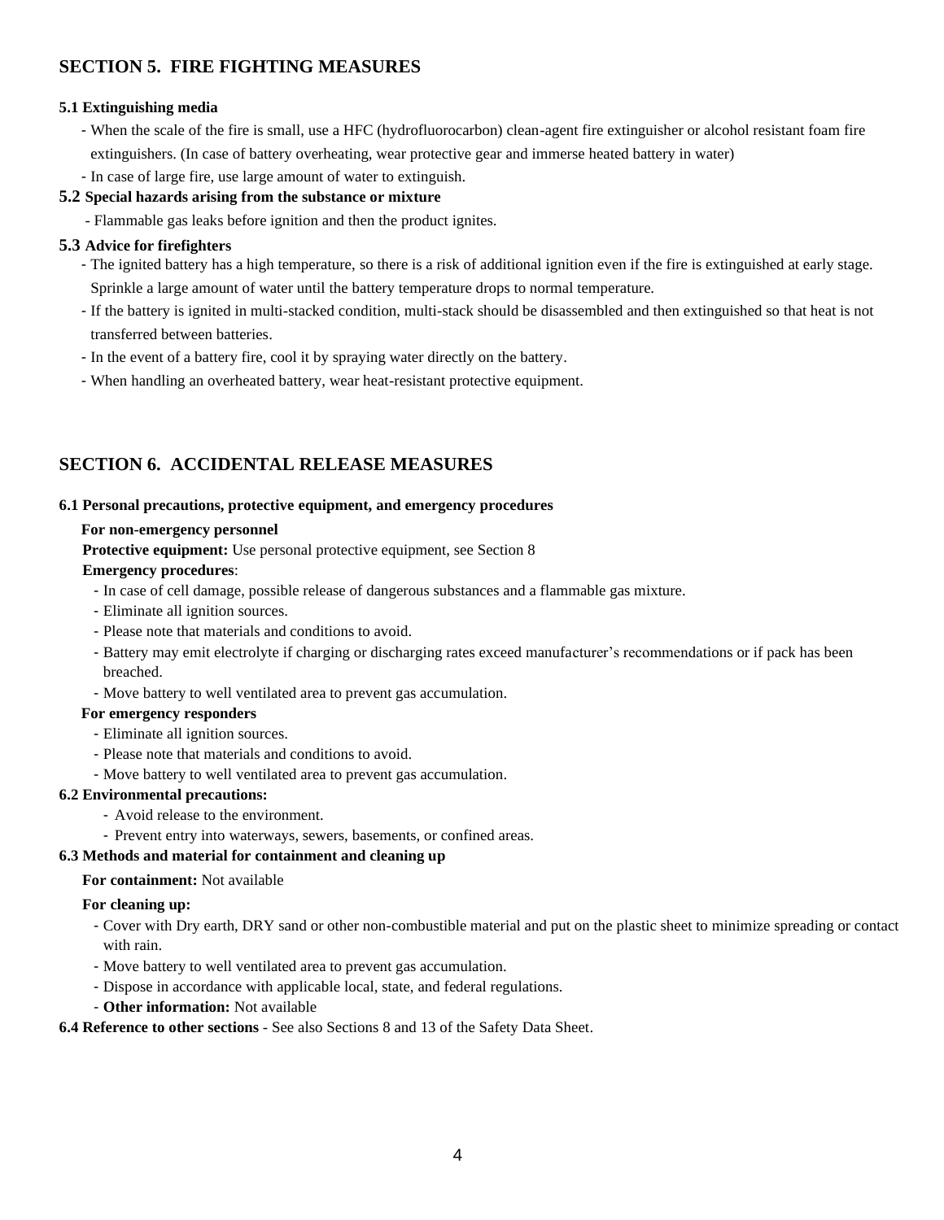## SECTION 5. FIRE FIGHTING MEASURES

### 5.1 Extinguishing media

- When the scale of the fire is small, use a HFC (hydrofluorocarbon) clean-agent fire extinguisher or alcohol resistant foam fire extinguishers. (In case of battery overheating, wear protective gear and immerse heated battery in water)
- In case of large fire, use large amount of water to extinguish.

### 5.2 Special hazards arising from the substance or mixture

- Flammable gas leaks before ignition and then the product ignites.

### 5.3 Advice for firefighters

- The ignited battery has a high temperature, so there is a risk of additional ignition even if the fire is extinguished at early stage. Sprinkle a large amount of water until the battery temperature drops to normal temperature.
- If the battery is ignited in multi-stacked condition, multi-stack should be disassembled and then extinguished so that heat is not transferred between batteries.
- In the event of a battery fire, cool it by spraying water directly on the battery.
- When handling an overheated battery, wear heat-resistant protective equipment.

## SECTION 6. ACCIDENTAL RELEASE MEASURES

### 6.1 Personal precautions, protective equipment, and emergency procedures

**For non-emergency personnel**

**Protective equipment:** Use personal protective equipment, see Section 8

**Emergency procedures**:

- In case of cell damage, possible release of dangerous substances and a flammable gas mixture.
- Eliminate all ignition sources.
- Please note that materials and conditions to avoid.
- Battery may emit electrolyte if charging or discharging rates exceed manufacturer's recommendations or if pack has been breached.
- Move battery to well ventilated area to prevent gas accumulation.

**For emergency responders**

- Eliminate all ignition sources.
- Please note that materials and conditions to avoid.
- Move battery to well ventilated area to prevent gas accumulation.

### 6.2 Environmental precautions:

- Avoid release to the environment.
- Prevent entry into waterways, sewers, basements, or confined areas.

### 6.3 Methods and material for containment and cleaning up

**For containment:** Not available

**For cleaning up:**

- Cover with Dry earth, DRY sand or other non-combustible material and put on the plastic sheet to minimize spreading or contact with rain.
- Move battery to well ventilated area to prevent gas accumulation.
- Dispose in accordance with applicable local, state, and federal regulations.
- **Other information:** Not available

**6.4 Reference to other sections** - See also Sections 8 and 13 of the Safety Data Sheet.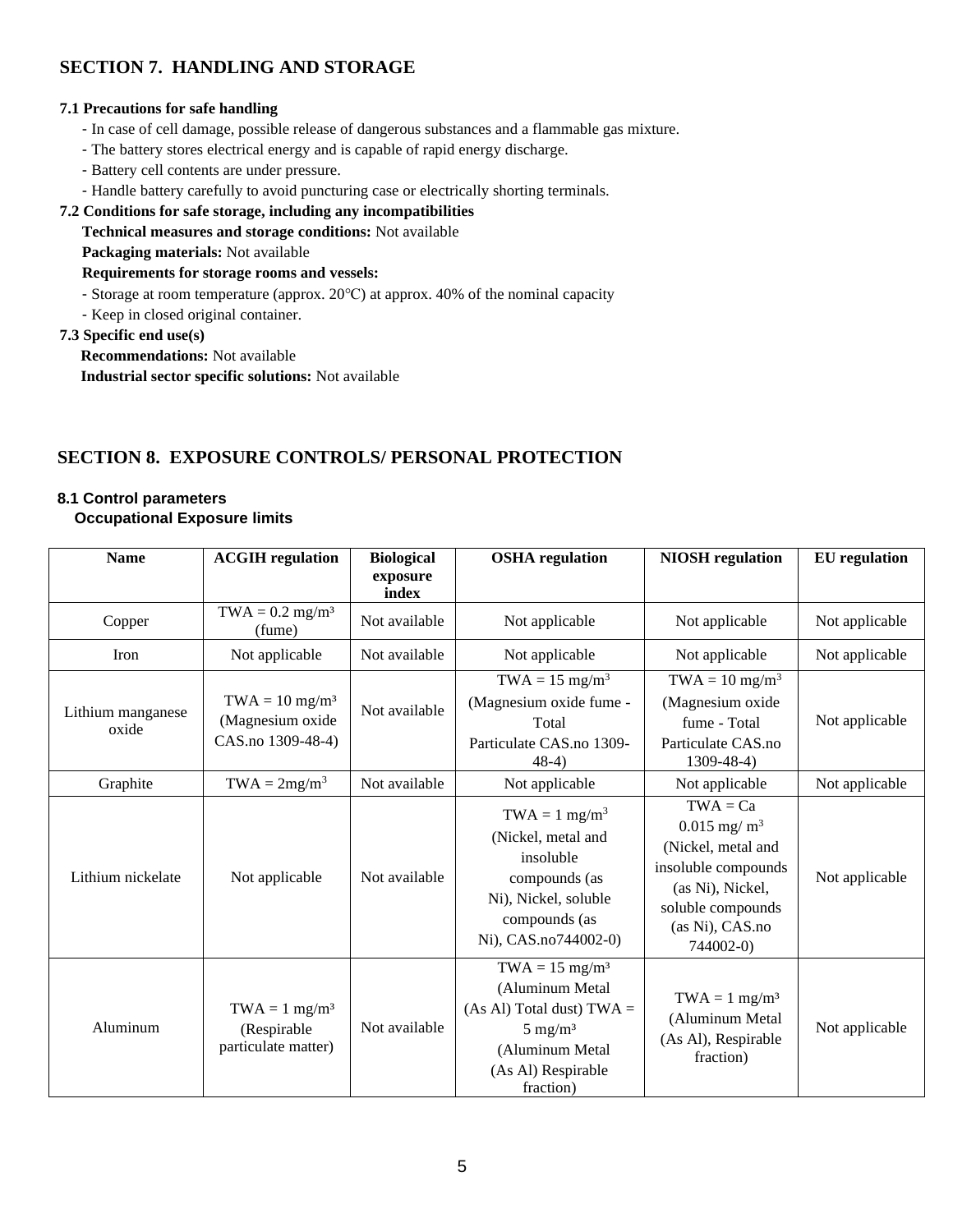## SECTION 7. HANDLING AND STORAGE

**7.1 Precautions for safe handling**

- In case of cell damage, possible release of dangerous substances and a flammable gas mixture.
- The battery stores electrical energy and is capable of rapid energy discharge.
- Battery cell contents are under pressure.
- Handle battery carefully to avoid puncturing case or electrically shorting terminals.

**7.2 Conditions for safe storage, including any incompatibilities**

**Technical measures and storage conditions:** Not available

**Packaging materials:** Not available

**Requirements for storage rooms and vessels:**

- Storage at room temperature (approx. 20°C) at approx. 40% of the nominal capacity
- Keep in closed original container.

**7.3 Specific end use(s)**

**Recommendations:** Not available

**Industrial sector specific solutions:** Not available

## SECTION 8. EXPOSURE CONTROLS/ PERSONAL PROTECTION

**8.1 Control parameters**

**Occupational Exposure limits**

| Name | ACGIH regulation | Biological exposure index | OSHA regulation | NIOSH regulation | EU regulation |
|---|---|---|---|---|---|
| Copper | TWA = 0.2 mg/m³ (fume) | Not available | Not applicable | Not applicable | Not applicable |
| Iron | Not applicable | Not available | Not applicable | Not applicable | Not applicable |
| Lithium manganese oxide | TWA = 10 mg/m³ (Magnesium oxide CAS.no 1309-48-4) | Not available | TWA = 15 mg/m³ (Magnesium oxide fume - Total Particulate CAS.no 1309-48-4) | TWA = 10 mg/m³ (Magnesium oxide fume - Total Particulate CAS.no 1309-48-4) | Not applicable |
| Graphite | TWA = 2mg/m³ | Not available | Not applicable | Not applicable | Not applicable |
| Lithium nickelate | Not applicable | Not available | TWA = 1 mg/m³ (Nickel, metal and insoluble compounds (as Ni), Nickel, soluble compounds (as Ni), CAS.no744002-0) | TWA = Ca 0.015 mg/ m³ (Nickel, metal and insoluble compounds (as Ni), Nickel, soluble compounds (as Ni), CAS.no 744002-0) | Not applicable |
| Aluminum | TWA = 1 mg/m³ (Respirable particulate matter) | Not available | TWA = 15 mg/m³ (Aluminum Metal (As Al) Total dust) TWA = 5 mg/m³ (Aluminum Metal (As Al) Respirable fraction) | TWA = 1 mg/m³ (Aluminum Metal (As Al), Respirable fraction) | Not applicable |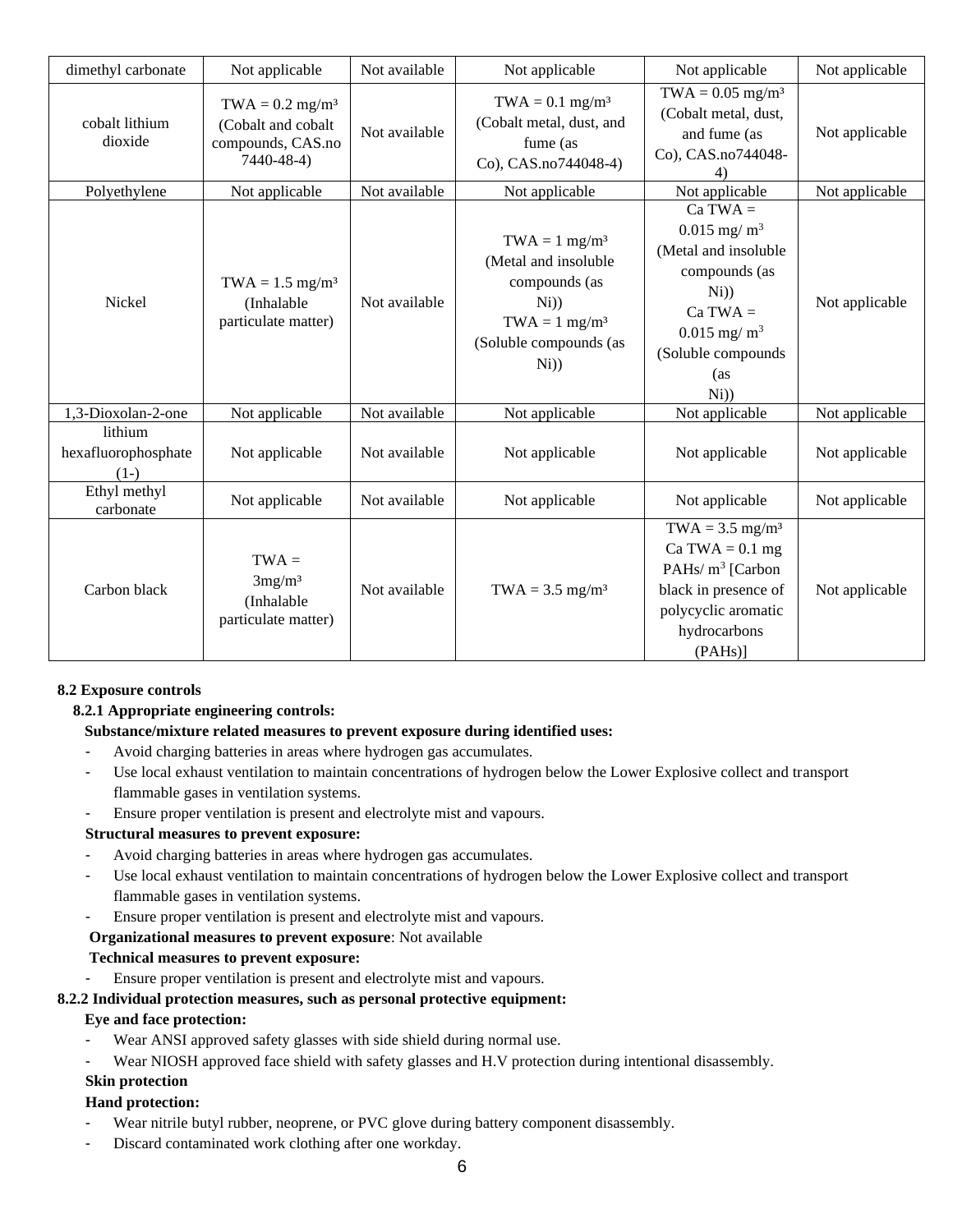| dimethyl carbonate | Not applicable | Not available | Not applicable | Not applicable | Not applicable |
|---|---|---|---|---|---|
| cobalt lithium dioxide | TWA = 0.2 mg/m³ (Cobalt and cobalt compounds, CAS.no 7440-48-4) | Not available | TWA = 0.1 mg/m³ (Cobalt metal, dust, and fume (as Co), CAS.no744048-4) | TWA = 0.05 mg/m³ (Cobalt metal, dust, and fume (as Co), CAS.no744048-4) | Not applicable |
| Polyethylene | Not applicable | Not available | Not applicable | Not applicable | Not applicable |
| Nickel | TWA = 1.5 mg/m³ (Inhalable particulate matter) | Not available | TWA = 1 mg/m³ (Metal and insoluble compounds (as Ni)) TWA = 1 mg/m³ (Soluble compounds (as Ni)) | Ca TWA = 0.015 mg/ m³ (Metal and insoluble compounds (as Ni)) Ca TWA = 0.015 mg/ m³ (Soluble compounds (as Ni)) | Not applicable |
| 1,3-Dioxolan-2-one | Not applicable | Not available | Not applicable | Not applicable | Not applicable |
| lithium hexafluorophosphate (1-) | Not applicable | Not available | Not applicable | Not applicable | Not applicable |
| Ethyl methyl carbonate | Not applicable | Not available | Not applicable | Not applicable | Not applicable |
| Carbon black | TWA = 3mg/m³ (Inhalable particulate matter) | Not available | TWA = 3.5 mg/m³ | TWA = 3.5 mg/m³ Ca TWA = 0.1 mg PAHs/ m³ [Carbon black in presence of polycyclic aromatic hydrocarbons (PAHs)] | Not applicable |

**8.2 Exposure controls**

**8.2.1 Appropriate engineering controls:**

**Substance/mixture related measures to prevent exposure during identified uses:**

- Avoid charging batteries in areas where hydrogen gas accumulates.
- Use local exhaust ventilation to maintain concentrations of hydrogen below the Lower Explosive collect and transport flammable gases in ventilation systems.
- Ensure proper ventilation is present and electrolyte mist and vapours.

**Structural measures to prevent exposure:**

- Avoid charging batteries in areas where hydrogen gas accumulates.
- Use local exhaust ventilation to maintain concentrations of hydrogen below the Lower Explosive collect and transport flammable gases in ventilation systems.
- Ensure proper ventilation is present and electrolyte mist and vapours.

**Organizational measures to prevent exposure**: Not available

**Technical measures to prevent exposure:**

- Ensure proper ventilation is present and electrolyte mist and vapours.

**8.2.2 Individual protection measures, such as personal protective equipment:**

**Eye and face protection:**

- Wear ANSI approved safety glasses with side shield during normal use.
- Wear NIOSH approved face shield with safety glasses and H.V protection during intentional disassembly.

**Skin protection**

**Hand protection:**

- Wear nitrile butyl rubber, neoprene, or PVC glove during battery component disassembly.
- Discard contaminated work clothing after one workday.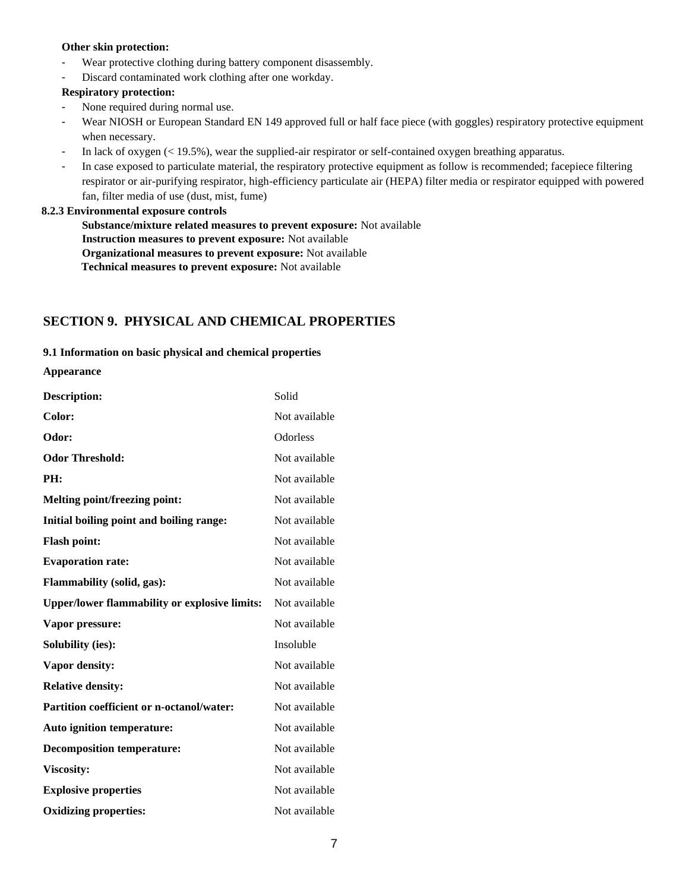**Other skin protection:**

- Wear protective clothing during battery component disassembly.
- Discard contaminated work clothing after one workday.

**Respiratory protection:**

- None required during normal use.
- Wear NIOSH or European Standard EN 149 approved full or half face piece (with goggles) respiratory protective equipment when necessary.
- In lack of oxygen (< 19.5%), wear the supplied-air respirator or self-contained oxygen breathing apparatus.
- In case exposed to particulate material, the respiratory protective equipment as follow is recommended; facepiece filtering respirator or air-purifying respirator, high-efficiency particulate air (HEPA) filter media or respirator equipped with powered fan, filter media of use (dust, mist, fume)

**8.2.3 Environmental exposure controls**

**Substance/mixture related measures to prevent exposure:** Not available
**Instruction measures to prevent exposure:** Not available
**Organizational measures to prevent exposure:** Not available
**Technical measures to prevent exposure:** Not available

## SECTION 9. PHYSICAL AND CHEMICAL PROPERTIES

**9.1 Information on basic physical and chemical properties**

**Appearance**

| | |
|---|---|
| **Description:** | Solid |
| **Color:** | Not available |
| **Odor:** | Odorless |
| **Odor Threshold:** | Not available |
| **PH:** | Not available |
| **Melting point/freezing point:** | Not available |
| **Initial boiling point and boiling range:** | Not available |
| **Flash point:** | Not available |
| **Evaporation rate:** | Not available |
| **Flammability (solid, gas):** | Not available |
| **Upper/lower flammability or explosive limits:** | Not available |
| **Vapor pressure:** | Not available |
| **Solubility (ies):** | Insoluble |
| **Vapor density:** | Not available |
| **Relative density:** | Not available |
| **Partition coefficient or n-octanol/water:** | Not available |
| **Auto ignition temperature:** | Not available |
| **Decomposition temperature:** | Not available |
| **Viscosity:** | Not available |
| **Explosive properties** | Not available |
| **Oxidizing properties:** | Not available |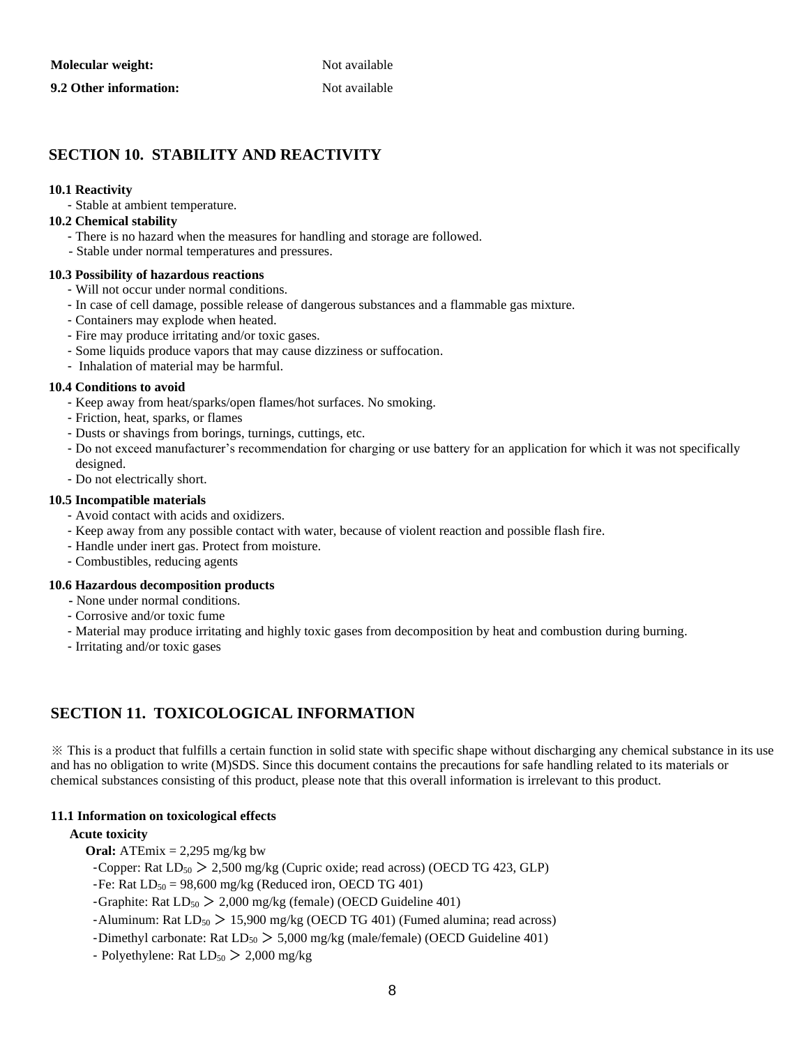**Molecular weight:** Not available

**9.2 Other information:** Not available

## SECTION 10. STABILITY AND REACTIVITY

**10.1 Reactivity**

- Stable at ambient temperature.

**10.2 Chemical stability**

- There is no hazard when the measures for handling and storage are followed.
- Stable under normal temperatures and pressures.

**10.3 Possibility of hazardous reactions**

- Will not occur under normal conditions.
- In case of cell damage, possible release of dangerous substances and a flammable gas mixture.
- Containers may explode when heated.
- Fire may produce irritating and/or toxic gases.
- Some liquids produce vapors that may cause dizziness or suffocation.
- Inhalation of material may be harmful.

**10.4 Conditions to avoid**

- Keep away from heat/sparks/open flames/hot surfaces. No smoking.
- Friction, heat, sparks, or flames
- Dusts or shavings from borings, turnings, cuttings, etc.
- Do not exceed manufacturer's recommendation for charging or use battery for an application for which it was not specifically designed.
- Do not electrically short.

**10.5 Incompatible materials**

- Avoid contact with acids and oxidizers.
- Keep away from any possible contact with water, because of violent reaction and possible flash fire.
- Handle under inert gas. Protect from moisture.
- Combustibles, reducing agents

**10.6 Hazardous decomposition products**

- None under normal conditions.
- Corrosive and/or toxic fume
- Material may produce irritating and highly toxic gases from decomposition by heat and combustion during burning.
- Irritating and/or toxic gases

## SECTION 11. TOXICOLOGICAL INFORMATION

※ This is a product that fulfills a certain function in solid state with specific shape without discharging any chemical substance in its use and has no obligation to write (M)SDS. Since this document contains the precautions for safe handling related to its materials or chemical substances consisting of this product, please note that this overall information is irrelevant to this product.

**11.1 Information on toxicological effects**

**Acute toxicity**

**Oral:** ATEmix = 2,295 mg/kg bw

- Copper: Rat $LD_{50}$ ＞ 2,500 mg/kg (Cupric oxide; read across) (OECD TG 423, GLP)
- Fe: Rat $LD_{50}$ = 98,600 mg/kg (Reduced iron, OECD TG 401)
- Graphite: Rat $LD_{50}$ ＞ 2,000 mg/kg (female) (OECD Guideline 401)
- Aluminum: Rat $LD_{50}$ ＞ 15,900 mg/kg (OECD TG 401) (Fumed alumina; read across)
- Dimethyl carbonate: Rat $LD_{50}$ ＞ 5,000 mg/kg (male/female) (OECD Guideline 401)
- Polyethylene: Rat $LD_{50}$ ＞ 2,000 mg/kg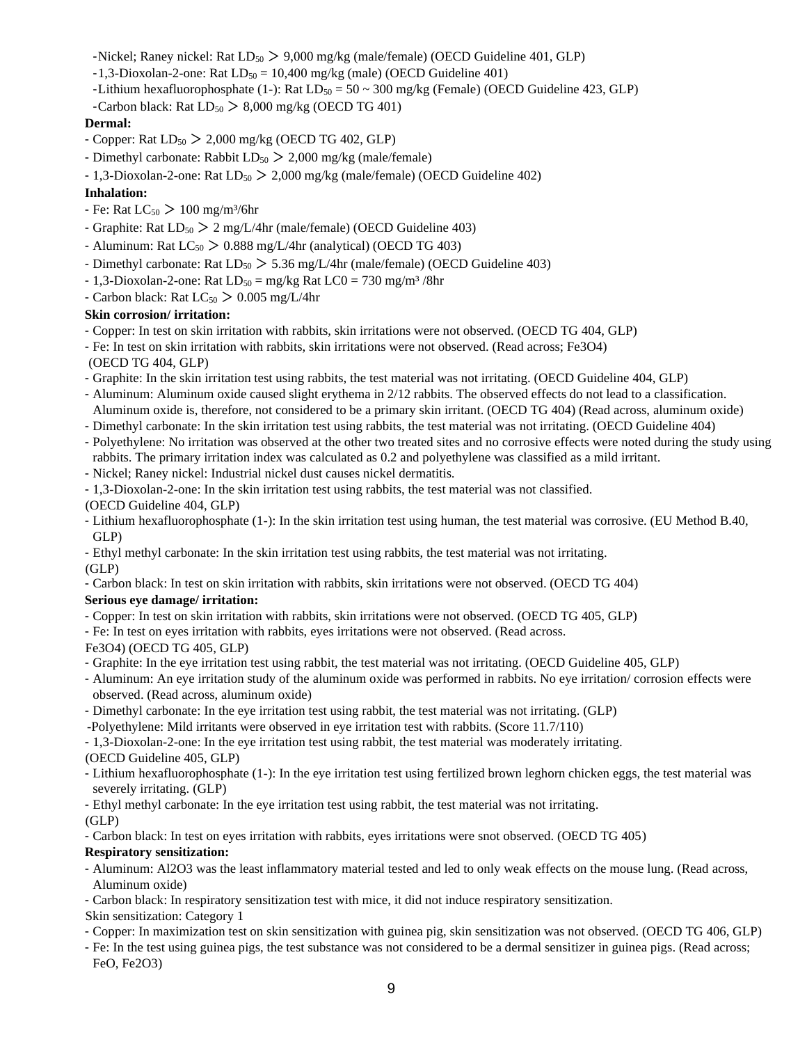-Nickel; Raney nickel: Rat $LD_{50}$ ＞ 9,000 mg/kg (male/female) (OECD Guideline 401, GLP)

-1,3-Dioxolan-2-one: Rat $LD_{50}$ = 10,400 mg/kg (male) (OECD Guideline 401)

-Lithium hexafluorophosphate (1-): Rat $LD_{50}$ = 50 ~ 300 mg/kg (Female) (OECD Guideline 423, GLP)

-Carbon black: Rat $LD_{50}$ ＞ 8,000 mg/kg (OECD TG 401)

**Dermal:**

- Copper: Rat $LD_{50}$ ＞ 2,000 mg/kg (OECD TG 402, GLP)
- Dimethyl carbonate: Rabbit $LD_{50}$ ＞ 2,000 mg/kg (male/female)
- 1,3-Dioxolan-2-one: Rat $LD_{50}$ ＞ 2,000 mg/kg (male/female) (OECD Guideline 402)

**Inhalation:**

- Fe: Rat $LC_{50}$ ＞ 100 mg/m³/6hr
- Graphite: Rat $LD_{50}$ ＞ 2 mg/L/4hr (male/female) (OECD Guideline 403)
- Aluminum: Rat $LC_{50}$ ＞ 0.888 mg/L/4hr (analytical) (OECD TG 403)
- Dimethyl carbonate: Rat $LD_{50}$ ＞ 5.36 mg/L/4hr (male/female) (OECD Guideline 403)
- 1,3-Dioxolan-2-one: Rat $LD_{50}$ = mg/kg Rat LC0 = 730 mg/m³ /8hr
- Carbon black: Rat $LC_{50}$ ＞ 0.005 mg/L/4hr

**Skin corrosion/ irritation:**

- Copper: In test on skin irritation with rabbits, skin irritations were not observed. (OECD TG 404, GLP)
- Fe: In test on skin irritation with rabbits, skin irritations were not observed. (Read across; $Fe_3O_4$) (OECD TG 404, GLP)
- Graphite: In the skin irritation test using rabbits, the test material was not irritating. (OECD Guideline 404, GLP)
- Aluminum: Aluminum oxide caused slight erythema in 2/12 rabbits. The observed effects do not lead to a classification. Aluminum oxide is, therefore, not considered to be a primary skin irritant. (OECD TG 404) (Read across, aluminum oxide)
- Dimethyl carbonate: In the skin irritation test using rabbits, the test material was not irritating. (OECD Guideline 404)
- Polyethylene: No irritation was observed at the other two treated sites and no corrosive effects were noted during the study using rabbits. The primary irritation index was calculated as 0.2 and polyethylene was classified as a mild irritant.
- Nickel; Raney nickel: Industrial nickel dust causes nickel dermatitis.
- 1,3-Dioxolan-2-one: In the skin irritation test using rabbits, the test material was not classified. (OECD Guideline 404, GLP)
- Lithium hexafluorophosphate (1-): In the skin irritation test using human, the test material was corrosive. (EU Method B.40, GLP)
- Ethyl methyl carbonate: In the skin irritation test using rabbits, the test material was not irritating. (GLP)
- Carbon black: In test on skin irritation with rabbits, skin irritations were not observed. (OECD TG 404)

**Serious eye damage/ irritation:**

- Copper: In test on skin irritation with rabbits, skin irritations were not observed. (OECD TG 405, GLP)
- Fe: In test on eyes irritation with rabbits, eyes irritations were not observed. (Read across. $Fe_3O_4$) (OECD TG 405, GLP)
- Graphite: In the eye irritation test using rabbit, the test material was not irritating. (OECD Guideline 405, GLP)
- Aluminum: An eye irritation study of the aluminum oxide was performed in rabbits. No eye irritation/ corrosion effects were observed. (Read across, aluminum oxide)
- Dimethyl carbonate: In the eye irritation test using rabbit, the test material was not irritating. (GLP)
- Polyethylene: Mild irritants were observed in eye irritation test with rabbits. (Score 11.7/110)
- 1,3-Dioxolan-2-one: In the eye irritation test using rabbit, the test material was moderately irritating. (OECD Guideline 405, GLP)
- Lithium hexafluorophosphate (1-): In the eye irritation test using fertilized brown leghorn chicken eggs, the test material was severely irritating. (GLP)
- Ethyl methyl carbonate: In the eye irritation test using rabbit, the test material was not irritating. (GLP)
- Carbon black: In test on eyes irritation with rabbits, eyes irritations were snot observed. (OECD TG 405)

**Respiratory sensitization:**

- Aluminum: $Al_2O_3$ was the least inflammatory material tested and led to only weak effects on the mouse lung. (Read across, Aluminum oxide)
- Carbon black: In respiratory sensitization test with mice, it did not induce respiratory sensitization.

Skin sensitization: Category 1

- Copper: In maximization test on skin sensitization with guinea pig, skin sensitization was not observed. (OECD TG 406, GLP)
- Fe: In the test using guinea pigs, the test substance was not considered to be a dermal sensitizer in guinea pigs. (Read across; FeO, $Fe_2O_3$)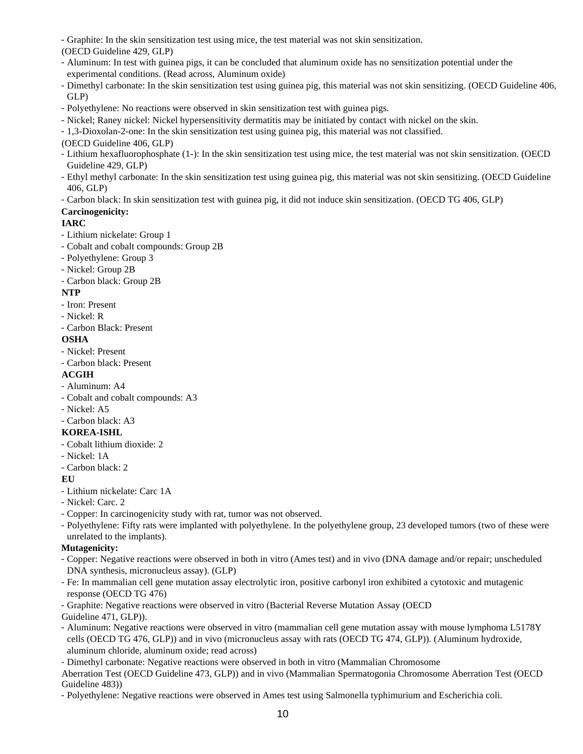- Graphite: In the skin sensitization test using mice, the test material was not skin sensitization. (OECD Guideline 429, GLP)
- Aluminum: In test with guinea pigs, it can be concluded that aluminum oxide has no sensitization potential under the experimental conditions. (Read across, Aluminum oxide)
- Dimethyl carbonate: In the skin sensitization test using guinea pig, this material was not skin sensitizing. (OECD Guideline 406, GLP)
- Polyethylene: No reactions were observed in skin sensitization test with guinea pigs.
- Nickel; Raney nickel: Nickel hypersensitivity dermatitis may be initiated by contact with nickel on the skin.
- 1,3-Dioxolan-2-one: In the skin sensitization test using guinea pig, this material was not classified. (OECD Guideline 406, GLP)
- Lithium hexafluorophosphate (1-): In the skin sensitization test using mice, the test material was not skin sensitization. (OECD Guideline 429, GLP)
- Ethyl methyl carbonate: In the skin sensitization test using guinea pig, this material was not skin sensitizing. (OECD Guideline 406, GLP)
- Carbon black: In skin sensitization test with guinea pig, it did not induce skin sensitization. (OECD TG 406, GLP)

**Carcinogenicity:**

**IARC**

- Lithium nickelate: Group 1
- Cobalt and cobalt compounds: Group 2B
- Polyethylene: Group 3
- Nickel: Group 2B
- Carbon black: Group 2B

**NTP**

- Iron: Present
- Nickel: R
- Carbon Black: Present

**OSHA**

- Nickel: Present
- Carbon black: Present

**ACGIH**

- Aluminum: A4
- Cobalt and cobalt compounds: A3
- Nickel: A5
- Carbon black: A3

**KOREA-ISHL**

- Cobalt lithium dioxide: 2
- Nickel: 1A
- Carbon black: 2

**EU**

- Lithium nickelate: Carc 1A
- Nickel: Carc. 2
- Copper: In carcinogenicity study with rat, tumor was not observed.
- Polyethylene: Fifty rats were implanted with polyethylene. In the polyethylene group, 23 developed tumors (two of these were unrelated to the implants).

**Mutagenicity:**

- Copper: Negative reactions were observed in both in vitro (Ames test) and in vivo (DNA damage and/or repair; unscheduled DNA synthesis, micronucleus assay). (GLP)
- Fe: In mammalian cell gene mutation assay electrolytic iron, positive carbonyl iron exhibited a cytotoxic and mutagenic response (OECD TG 476)
- Graphite: Negative reactions were observed in vitro (Bacterial Reverse Mutation Assay (OECD Guideline 471, GLP)).
- Aluminum: Negative reactions were observed in vitro (mammalian cell gene mutation assay with mouse lymphoma L5178Y cells (OECD TG 476, GLP)) and in vivo (micronucleus assay with rats (OECD TG 474, GLP)). (Aluminum hydroxide, aluminum chloride, aluminum oxide; read across)
- Dimethyl carbonate: Negative reactions were observed in both in vitro (Mammalian Chromosome Aberration Test (OECD Guideline 473, GLP)) and in vivo (Mammalian Spermatogonia Chromosome Aberration Test (OECD Guideline 483))
- Polyethylene: Negative reactions were observed in Ames test using Salmonella typhimurium and Escherichia coli.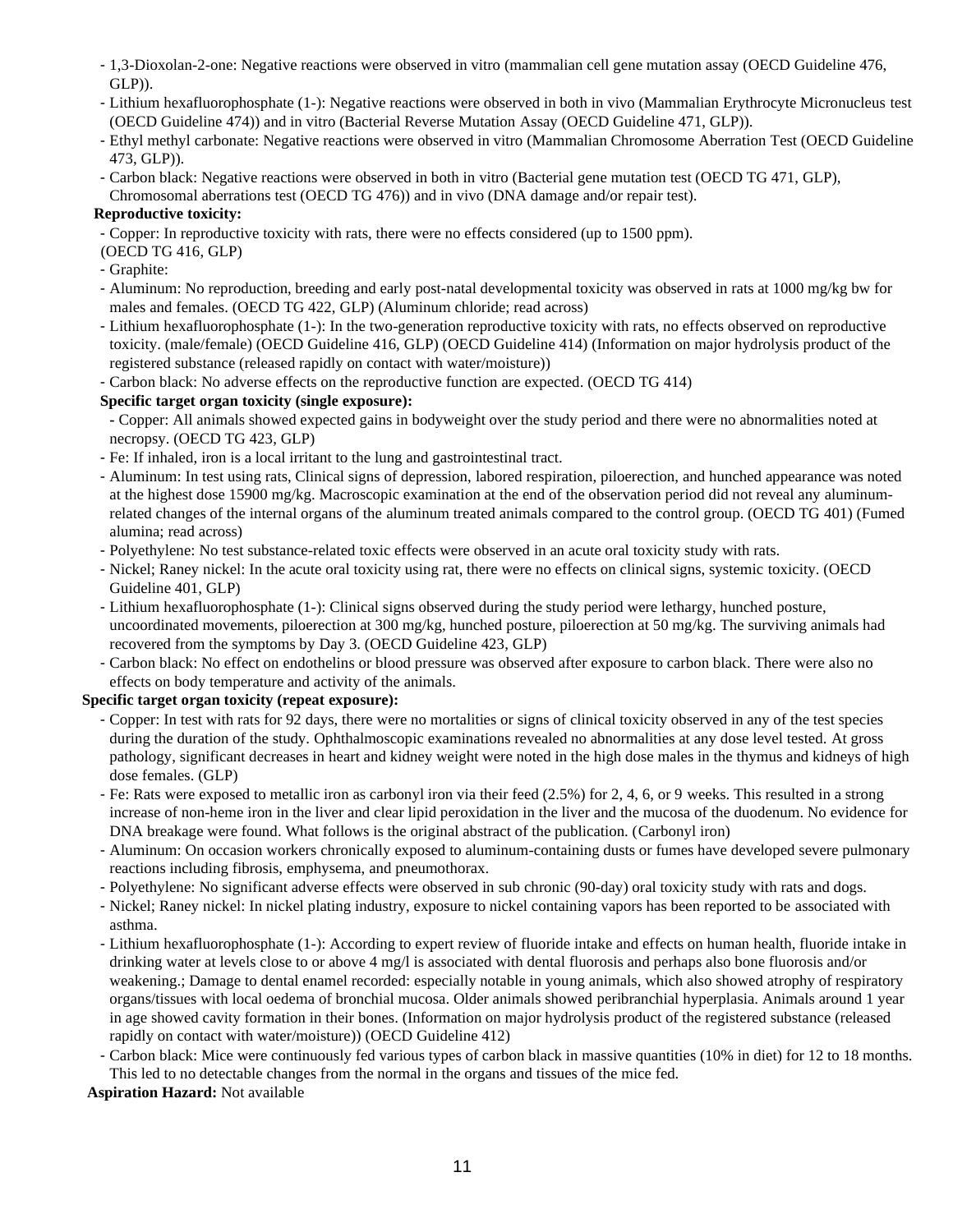- 1,3-Dioxolan-2-one: Negative reactions were observed in vitro (mammalian cell gene mutation assay (OECD Guideline 476, GLP)).
- Lithium hexafluorophosphate (1-): Negative reactions were observed in both in vivo (Mammalian Erythrocyte Micronucleus test (OECD Guideline 474)) and in vitro (Bacterial Reverse Mutation Assay (OECD Guideline 471, GLP)).
- Ethyl methyl carbonate: Negative reactions were observed in vitro (Mammalian Chromosome Aberration Test (OECD Guideline 473, GLP)).
- Carbon black: Negative reactions were observed in both in vitro (Bacterial gene mutation test (OECD TG 471, GLP), Chromosomal aberrations test (OECD TG 476)) and in vivo (DNA damage and/or repair test).

**Reproductive toxicity:**

- Copper: In reproductive toxicity with rats, there were no effects considered (up to 1500 ppm). (OECD TG 416, GLP)
- Graphite:
- Aluminum: No reproduction, breeding and early post-natal developmental toxicity was observed in rats at 1000 mg/kg bw for males and females. (OECD TG 422, GLP) (Aluminum chloride; read across)
- Lithium hexafluorophosphate (1-): In the two-generation reproductive toxicity with rats, no effects observed on reproductive toxicity. (male/female) (OECD Guideline 416, GLP) (OECD Guideline 414) (Information on major hydrolysis product of the registered substance (released rapidly on contact with water/moisture))
- Carbon black: No adverse effects on the reproductive function are expected. (OECD TG 414)

**Specific target organ toxicity (single exposure):**

- Copper: All animals showed expected gains in bodyweight over the study period and there were no abnormalities noted at necropsy. (OECD TG 423, GLP)
- Fe: If inhaled, iron is a local irritant to the lung and gastrointestinal tract.
- Aluminum: In test using rats, Clinical signs of depression, labored respiration, piloerection, and hunched appearance was noted at the highest dose 15900 mg/kg. Macroscopic examination at the end of the observation period did not reveal any aluminum-related changes of the internal organs of the aluminum treated animals compared to the control group. (OECD TG 401) (Fumed alumina; read across)
- Polyethylene: No test substance-related toxic effects were observed in an acute oral toxicity study with rats.
- Nickel; Raney nickel: In the acute oral toxicity using rat, there were no effects on clinical signs, systemic toxicity. (OECD Guideline 401, GLP)
- Lithium hexafluorophosphate (1-): Clinical signs observed during the study period were lethargy, hunched posture, uncoordinated movements, piloerection at 300 mg/kg, hunched posture, piloerection at 50 mg/kg. The surviving animals had recovered from the symptoms by Day 3. (OECD Guideline 423, GLP)
- Carbon black: No effect on endothelins or blood pressure was observed after exposure to carbon black. There were also no effects on body temperature and activity of the animals.

**Specific target organ toxicity (repeat exposure):**

- Copper: In test with rats for 92 days, there were no mortalities or signs of clinical toxicity observed in any of the test species during the duration of the study. Ophthalmoscopic examinations revealed no abnormalities at any dose level tested. At gross pathology, significant decreases in heart and kidney weight were noted in the high dose males in the thymus and kidneys of high dose females. (GLP)
- Fe: Rats were exposed to metallic iron as carbonyl iron via their feed (2.5%) for 2, 4, 6, or 9 weeks. This resulted in a strong increase of non-heme iron in the liver and clear lipid peroxidation in the liver and the mucosa of the duodenum. No evidence for DNA breakage were found. What follows is the original abstract of the publication. (Carbonyl iron)
- Aluminum: On occasion workers chronically exposed to aluminum-containing dusts or fumes have developed severe pulmonary reactions including fibrosis, emphysema, and pneumothorax.
- Polyethylene: No significant adverse effects were observed in sub chronic (90-day) oral toxicity study with rats and dogs.
- Nickel; Raney nickel: In nickel plating industry, exposure to nickel containing vapors has been reported to be associated with asthma.
- Lithium hexafluorophosphate (1-): According to expert review of fluoride intake and effects on human health, fluoride intake in drinking water at levels close to or above 4 mg/l is associated with dental fluorosis and perhaps also bone fluorosis and/or weakening.; Damage to dental enamel recorded: especially notable in young animals, which also showed atrophy of respiratory organs/tissues with local oedema of bronchial mucosa. Older animals showed peribranchial hyperplasia. Animals around 1 year in age showed cavity formation in their bones. (Information on major hydrolysis product of the registered substance (released rapidly on contact with water/moisture)) (OECD Guideline 412)
- Carbon black: Mice were continuously fed various types of carbon black in massive quantities (10% in diet) for 12 to 18 months. This led to no detectable changes from the normal in the organs and tissues of the mice fed.

**Aspiration Hazard:** Not available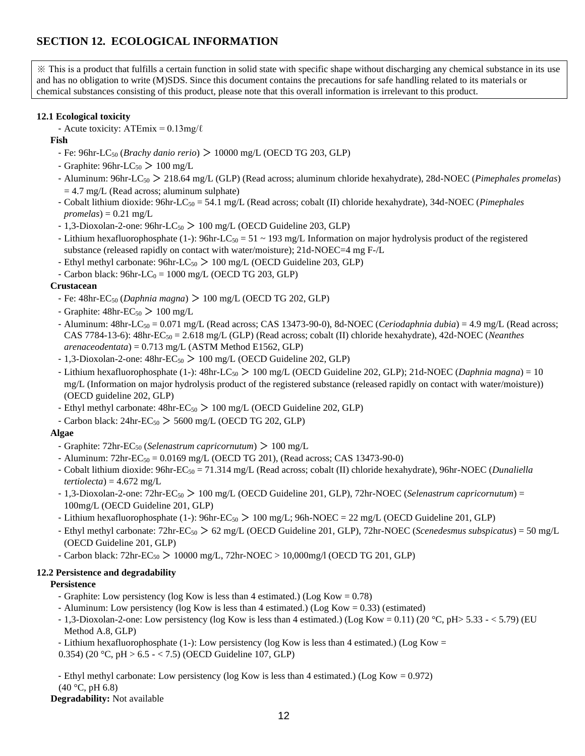## SECTION 12. ECOLOGICAL INFORMATION

※ This is a product that fulfills a certain function in solid state with specific shape without discharging any chemical substance in its use and has no obligation to write (M)SDS. Since this document contains the precautions for safe handling related to its materials or chemical substances consisting of this product, please note that this overall information is irrelevant to this product.

**12.1 Ecological toxicity**

- Acute toxicity: ATEmix = 0.13mg/ℓ

**Fish**

- Fe: 96hr-$LC_{50}$ (*Brachy danio rerio*) ＞ 10000 mg/L (OECD TG 203, GLP)
- Graphite: 96hr-$LC_{50}$ ＞ 100 mg/L
- Aluminum: 96hr-$LC_{50}$ ＞ 218.64 mg/L (GLP) (Read across; aluminum chloride hexahydrate), 28d-NOEC (*Pimephales promelas*) = 4.7 mg/L (Read across; aluminum sulphate)
- Cobalt lithium dioxide: 96hr-$LC_{50}$ = 54.1 mg/L (Read across; cobalt (II) chloride hexahydrate), 34d-NOEC (*Pimephales promelas*) = 0.21 mg/L
- 1,3-Dioxolan-2-one: 96hr-$LC_{50}$ ＞ 100 mg/L (OECD Guideline 203, GLP)
- Lithium hexafluorophosphate (1-): 96hr-$LC_{50}$ = 51 ~ 193 mg/L Information on major hydrolysis product of the registered substance (released rapidly on contact with water/moisture); 21d-NOEC=4 mg F-/L
- Ethyl methyl carbonate: 96hr-$LC_{50}$ ＞ 100 mg/L (OECD Guideline 203, GLP)
- Carbon black: 96hr-$LC_{0}$ = 1000 mg/L (OECD TG 203, GLP)

**Crustacean**

- Fe: 48hr-$EC_{50}$ (*Daphnia magna*) ＞ 100 mg/L (OECD TG 202, GLP)
- Graphite: 48hr-$EC_{50}$ ＞ 100 mg/L
- Aluminum: 48hr-$LC_{50}$ = 0.071 mg/L (Read across; CAS 13473-90-0), 8d-NOEC (*Ceriodaphnia dubia*) = 4.9 mg/L (Read across; CAS 7784-13-6): 48hr-$EC_{50}$ = 2.618 mg/L (GLP) (Read across; cobalt (II) chloride hexahydrate), 42d-NOEC (*Neanthes arenaceodentata*) = 0.713 mg/L (ASTM Method E1562, GLP)
- 1,3-Dioxolan-2-one: 48hr-$EC_{50}$ ＞ 100 mg/L (OECD Guideline 202, GLP)
- Lithium hexafluorophosphate (1-): 48hr-$LC_{50}$ ＞ 100 mg/L (OECD Guideline 202, GLP); 21d-NOEC (*Daphnia magna*) = 10 mg/L (Information on major hydrolysis product of the registered substance (released rapidly on contact with water/moisture)) (OECD guideline 202, GLP)
- Ethyl methyl carbonate: 48hr-$EC_{50}$ ＞ 100 mg/L (OECD Guideline 202, GLP)
- Carbon black: 24hr-$EC_{50}$ ＞ 5600 mg/L (OECD TG 202, GLP)

**Algae**

- Graphite: 72hr-$EC_{50}$ (*Selenastrum capricornutum*) ＞ 100 mg/L
- Aluminum: 72hr-$EC_{50}$ = 0.0169 mg/L (OECD TG 201), (Read across; CAS 13473-90-0)
- Cobalt lithium dioxide: 96hr-$EC_{50}$ = 71.314 mg/L (Read across; cobalt (II) chloride hexahydrate), 96hr-NOEC (*Dunaliella tertiolecta*) = 4.672 mg/L
- 1,3-Dioxolan-2-one: 72hr-$EC_{50}$ ＞ 100 mg/L (OECD Guideline 201, GLP), 72hr-NOEC (*Selenastrum capricornutum*) = 100mg/L (OECD Guideline 201, GLP)
- Lithium hexafluorophosphate (1-): 96hr-$EC_{50}$ ＞ 100 mg/L; 96h-NOEC = 22 mg/L (OECD Guideline 201, GLP)
- Ethyl methyl carbonate: 72hr-$EC_{50}$ ＞ 62 mg/L (OECD Guideline 201, GLP), 72hr-NOEC (*Scenedesmus subspicatus*) = 50 mg/L (OECD Guideline 201, GLP)
- Carbon black: 72hr-$EC_{50}$ ＞ 10000 mg/L, 72hr-NOEC > 10,000mg/l (OECD TG 201, GLP)

**12.2 Persistence and degradability**

**Persistence**

- Graphite: Low persistency (log Kow is less than 4 estimated.) (Log Kow = 0.78)
- Aluminum: Low persistency (log Kow is less than 4 estimated.) (Log Kow = 0.33) (estimated)
- 1,3-Dioxolan-2-one: Low persistency (log Kow is less than 4 estimated.) (Log Kow = 0.11) (20 °C, pH> 5.33 - < 5.79) (EU Method A.8, GLP)
- Lithium hexafluorophosphate (1-): Low persistency (log Kow is less than 4 estimated.) (Log Kow = 0.354) (20 °C, pH > 6.5 - < 7.5) (OECD Guideline 107, GLP)
- Ethyl methyl carbonate: Low persistency (log Kow is less than 4 estimated.) (Log Kow = 0.972) (40 °C, pH 6.8)

**Degradability:** Not available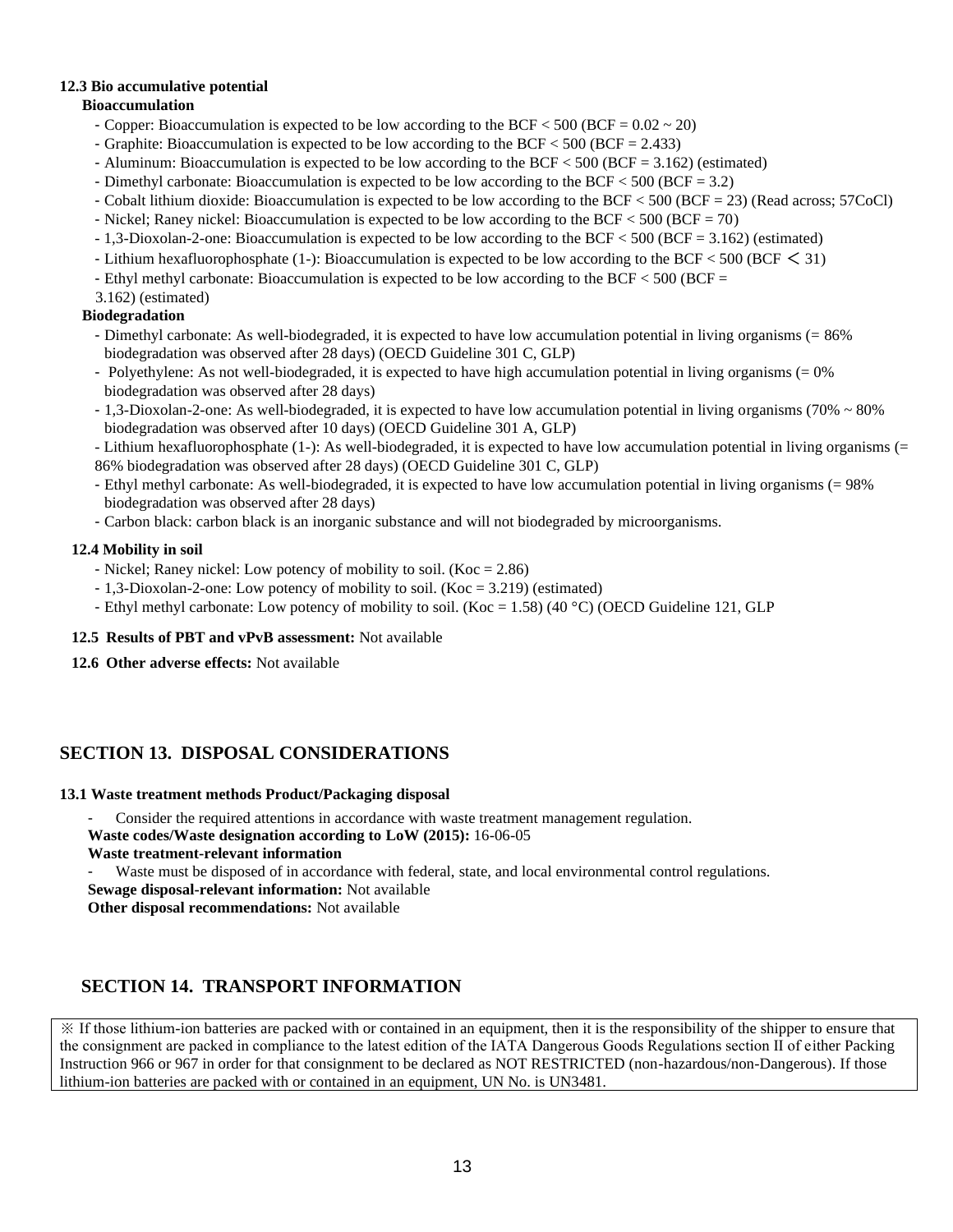### 12.3 Bio accumulative potential

**Bioaccumulation**

- Copper: Bioaccumulation is expected to be low according to the BCF < 500 (BCF = 0.02 ~ 20)
- Graphite: Bioaccumulation is expected to be low according to the BCF < 500 (BCF = 2.433)
- Aluminum: Bioaccumulation is expected to be low according to the BCF < 500 (BCF = 3.162) (estimated)
- Dimethyl carbonate: Bioaccumulation is expected to be low according to the BCF < 500 (BCF = 3.2)
- Cobalt lithium dioxide: Bioaccumulation is expected to be low according to the BCF < 500 (BCF = 23) (Read across; 57CoCl)
- Nickel; Raney nickel: Bioaccumulation is expected to be low according to the BCF < 500 (BCF = 70)
- 1,3-Dioxolan-2-one: Bioaccumulation is expected to be low according to the BCF < 500 (BCF = 3.162) (estimated)
- Lithium hexafluorophosphate (1-): Bioaccumulation is expected to be low according to the BCF < 500 (BCF ＜ 31)
- Ethyl methyl carbonate: Bioaccumulation is expected to be low according to the BCF < 500 (BCF = 3.162) (estimated)

**Biodegradation**

- Dimethyl carbonate: As well-biodegraded, it is expected to have low accumulation potential in living organisms (= 86% biodegradation was observed after 28 days) (OECD Guideline 301 C, GLP)
- Polyethylene: As not well-biodegraded, it is expected to have high accumulation potential in living organisms (= 0% biodegradation was observed after 28 days)
- 1,3-Dioxolan-2-one: As well-biodegraded, it is expected to have low accumulation potential in living organisms (70% ~ 80% biodegradation was observed after 10 days) (OECD Guideline 301 A, GLP)
- Lithium hexafluorophosphate (1-): As well-biodegraded, it is expected to have low accumulation potential in living organisms (= 86% biodegradation was observed after 28 days) (OECD Guideline 301 C, GLP)
- Ethyl methyl carbonate: As well-biodegraded, it is expected to have low accumulation potential in living organisms (= 98% biodegradation was observed after 28 days)
- Carbon black: carbon black is an inorganic substance and will not biodegraded by microorganisms.

### 12.4 Mobility in soil

- Nickel; Raney nickel: Low potency of mobility to soil. (Koc = 2.86)
- 1,3-Dioxolan-2-one: Low potency of mobility to soil. (Koc = 3.219) (estimated)
- Ethyl methyl carbonate: Low potency of mobility to soil. (Koc = 1.58) (40 °C) (OECD Guideline 121, GLP

**12.5 Results of PBT and vPvB assessment:** Not available

**12.6 Other adverse effects:** Not available

## SECTION 13. DISPOSAL CONSIDERATIONS

### 13.1 Waste treatment methods Product/Packaging disposal

- Consider the required attentions in accordance with waste treatment management regulation.

**Waste codes/Waste designation according to LoW (2015):** 16-06-05

**Waste treatment-relevant information**

- Waste must be disposed of in accordance with federal, state, and local environmental control regulations.

**Sewage disposal-relevant information:** Not available

**Other disposal recommendations:** Not available

## SECTION 14. TRANSPORT INFORMATION

※ If those lithium-ion batteries are packed with or contained in an equipment, then it is the responsibility of the shipper to ensure that the consignment are packed in compliance to the latest edition of the IATA Dangerous Goods Regulations section II of either Packing Instruction 966 or 967 in order for that consignment to be declared as NOT RESTRICTED (non-hazardous/non-Dangerous). If those lithium-ion batteries are packed with or contained in an equipment, UN No. is UN3481.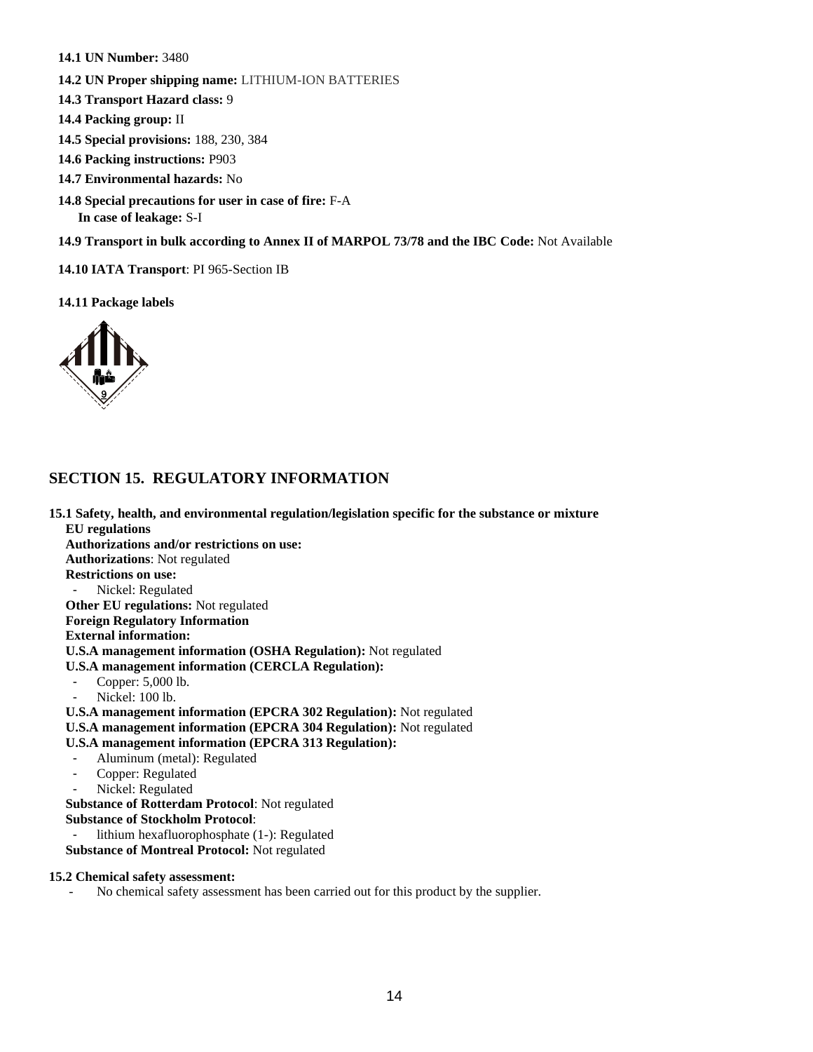**14.1 UN Number:** 3480

**14.2 UN Proper shipping name:** LITHIUM-ION BATTERIES

**14.3 Transport Hazard class:** 9

**14.4 Packing group:** II

**14.5 Special provisions:** 188, 230, 384

**14.6 Packing instructions:** P903

**14.7 Environmental hazards:** No

**14.8 Special precautions for user in case of fire:** F-A
**In case of leakage:** S-I

**14.9 Transport in bulk according to Annex II of MARPOL 73/78 and the IBC Code:** Not Available

**14.10 IATA Transport**: PI 965-Section IB

**14.11 Package labels**

## SECTION 15. REGULATORY INFORMATION

**15.1 Safety, health, and environmental regulation/legislation specific for the substance or mixture**

**EU regulations**

**Authorizations and/or restrictions on use:**

**Authorizations**: Not regulated

**Restrictions on use:**

- Nickel: Regulated

**Other EU regulations:** Not regulated

**Foreign Regulatory Information**

**External information:**

**U.S.A management information (OSHA Regulation):** Not regulated

**U.S.A management information (CERCLA Regulation):**

- Copper: 5,000 lb.
- Nickel: 100 lb.

**U.S.A management information (EPCRA 302 Regulation):** Not regulated

**U.S.A management information (EPCRA 304 Regulation):** Not regulated

**U.S.A management information (EPCRA 313 Regulation):**

- Aluminum (metal): Regulated
- Copper: Regulated
- Nickel: Regulated

**Substance of Rotterdam Protocol**: Not regulated

**Substance of Stockholm Protocol**:

- lithium hexafluorophosphate (1-): Regulated

**Substance of Montreal Protocol:** Not regulated

**15.2 Chemical safety assessment:**

- No chemical safety assessment has been carried out for this product by the supplier.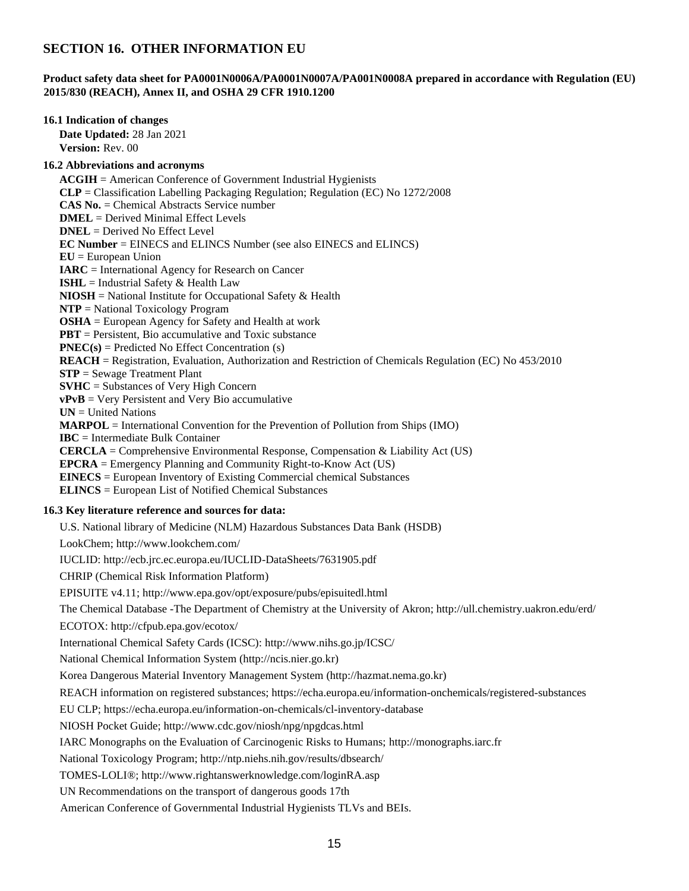## SECTION 16. OTHER INFORMATION EU

**Product safety data sheet for PA0001N0006A/PA0001N0007A/PA001N0008A prepared in accordance with Regulation (EU) 2015/830 (REACH), Annex II, and OSHA 29 CFR 1910.1200**

**16.1 Indication of changes**

**Date Updated:** 28 Jan 2021
**Version:** Rev. 00

**16.2 Abbreviations and acronyms**

**ACGIH** = American Conference of Government Industrial Hygienists
**CLP** = Classification Labelling Packaging Regulation; Regulation (EC) No 1272/2008
**CAS No.** = Chemical Abstracts Service number
**DMEL** = Derived Minimal Effect Levels
**DNEL** = Derived No Effect Level
**EC Number** = EINECS and ELINCS Number (see also EINECS and ELINCS)
**EU** = European Union
**IARC** = International Agency for Research on Cancer
**ISHL** = Industrial Safety & Health Law
**NIOSH** = National Institute for Occupational Safety & Health
**NTP** = National Toxicology Program
**OSHA** = European Agency for Safety and Health at work
**PBT** = Persistent, Bio accumulative and Toxic substance
**PNEC(s)** = Predicted No Effect Concentration (s)
**REACH** = Registration, Evaluation, Authorization and Restriction of Chemicals Regulation (EC) No 453/2010
**STP** = Sewage Treatment Plant
**SVHC** = Substances of Very High Concern
**vPvB** = Very Persistent and Very Bio accumulative
**UN** = United Nations
**MARPOL** = International Convention for the Prevention of Pollution from Ships (IMO)
**IBC** = Intermediate Bulk Container
**CERCLA** = Comprehensive Environmental Response, Compensation & Liability Act (US)
**EPCRA** = Emergency Planning and Community Right-to-Know Act (US)
**EINECS** = European Inventory of Existing Commercial chemical Substances
**ELINCS** = European List of Notified Chemical Substances

**16.3 Key literature reference and sources for data:**

U.S. National library of Medicine (NLM) Hazardous Substances Data Bank (HSDB)

LookChem; http://www.lookchem.com/

IUCLID: http://ecb.jrc.ec.europa.eu/IUCLID-DataSheets/7631905.pdf

CHRIP (Chemical Risk Information Platform)

EPISUITE v4.11; http://www.epa.gov/opt/exposure/pubs/episuitedl.html

The Chemical Database -The Department of Chemistry at the University of Akron; http://ull.chemistry.uakron.edu/erd/

ECOTOX: http://cfpub.epa.gov/ecotox/

International Chemical Safety Cards (ICSC): http://www.nihs.go.jp/ICSC/

National Chemical Information System (http://ncis.nier.go.kr)

Korea Dangerous Material Inventory Management System (http://hazmat.nema.go.kr)

REACH information on registered substances; https://echa.europa.eu/information-onchemicals/registered-substances

EU CLP; https://echa.europa.eu/information-on-chemicals/cl-inventory-database

NIOSH Pocket Guide; http://www.cdc.gov/niosh/npg/npgdcas.html

IARC Monographs on the Evaluation of Carcinogenic Risks to Humans; http://monographs.iarc.fr

National Toxicology Program; http://ntp.niehs.nih.gov/results/dbsearch/

TOMES-LOLI®; http://www.rightanswerknowledge.com/loginRA.asp

UN Recommendations on the transport of dangerous goods 17th

American Conference of Governmental Industrial Hygienists TLVs and BEIs.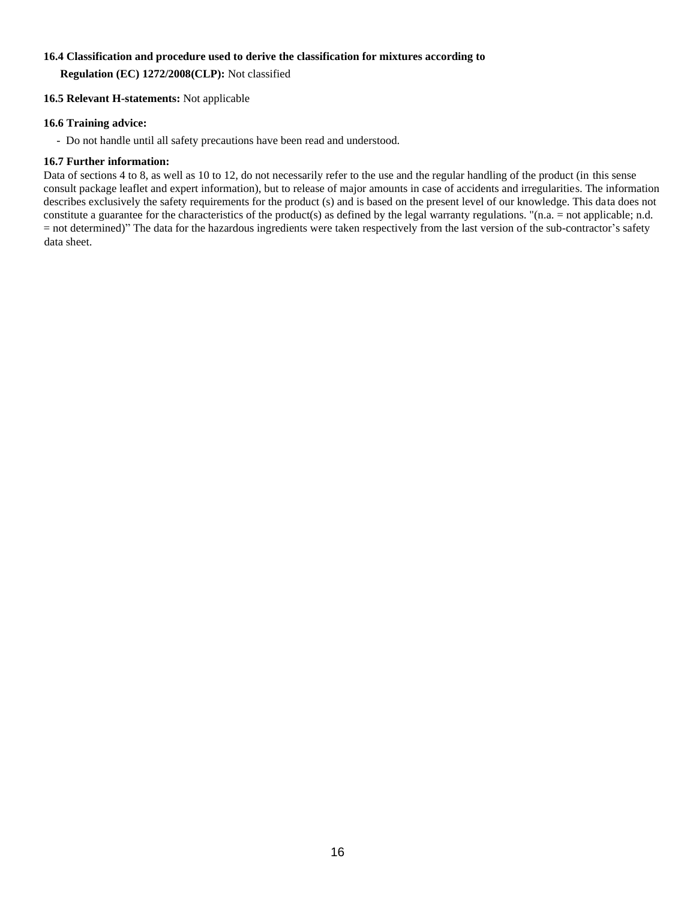**16.4 Classification and procedure used to derive the classification for mixtures according to Regulation (EC) 1272/2008(CLP):** Not classified

**16.5 Relevant H-statements:** Not applicable

**16.6 Training advice:**

- Do not handle until all safety precautions have been read and understood.

**16.7 Further information:**

Data of sections 4 to 8, as well as 10 to 12, do not necessarily refer to the use and the regular handling of the product (in this sense consult package leaflet and expert information), but to release of major amounts in case of accidents and irregularities. The information describes exclusively the safety requirements for the product (s) and is based on the present level of our knowledge. This data does not constitute a guarantee for the characteristics of the product(s) as defined by the legal warranty regulations. "(n.a. = not applicable; n.d. = not determined)" The data for the hazardous ingredients were taken respectively from the last version of the sub-contractor's safety data sheet.